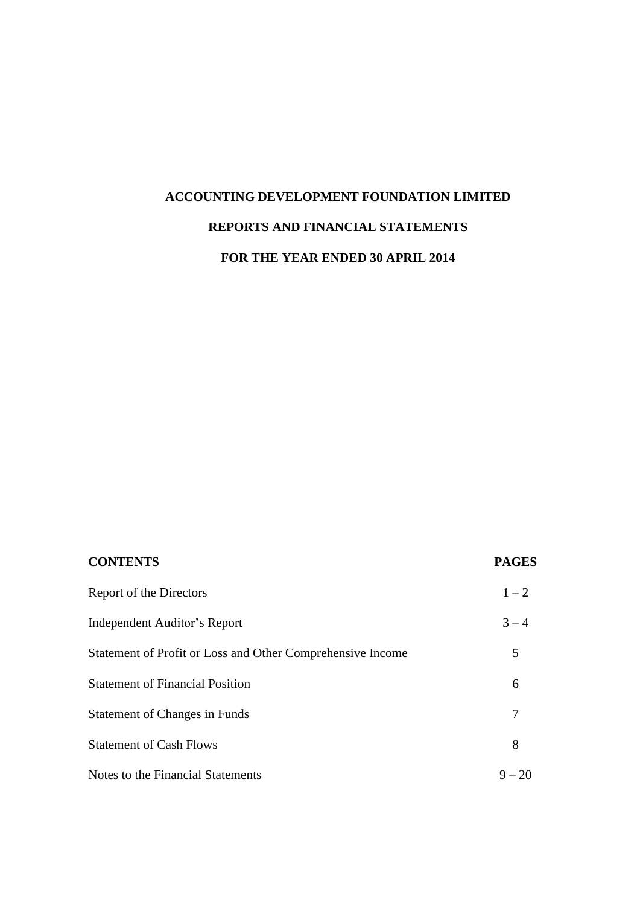# ACCOUNTING DEVELOPMENT FOUNDATION LIMITED

## REPORTS AND FINANCIAL STATEMENTS

## FOR THE YEAR ENDED 30 APRIL 2014

| **CONTENTS** | **PAGES** |
|---|---|
| Report of the Directors | 1 – 2 |
| Independent Auditor's Report | 3 – 4 |
| Statement of Profit or Loss and Other Comprehensive Income | 5 |
| Statement of Financial Position | 6 |
| Statement of Changes in Funds | 7 |
| Statement of Cash Flows | 8 |
| Notes to the Financial Statements | 9 – 20 |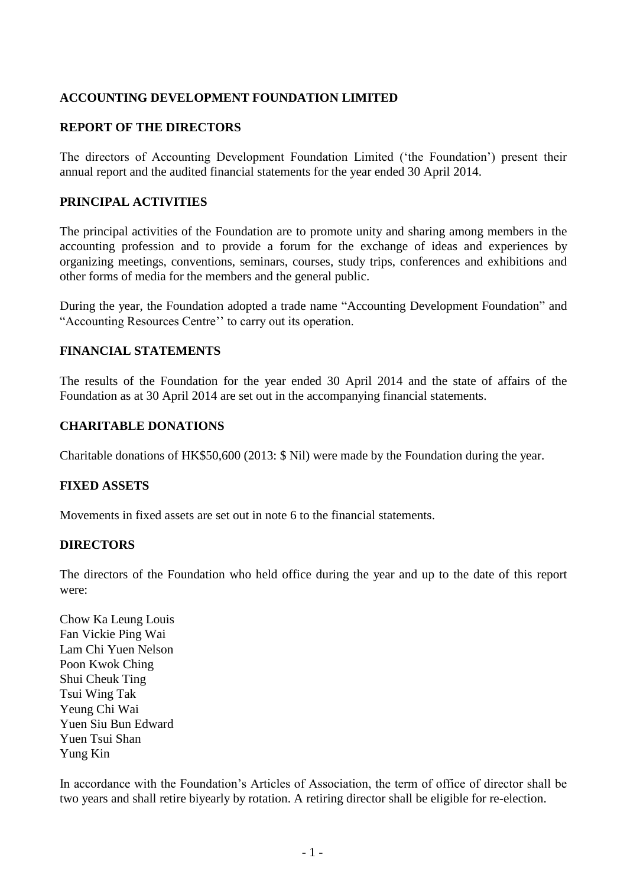**ACCOUNTING DEVELOPMENT FOUNDATION LIMITED**

**REPORT OF THE DIRECTORS**

The directors of Accounting Development Foundation Limited ('the Foundation') present their annual report and the audited financial statements for the year ended 30 April 2014.

**PRINCIPAL ACTIVITIES**

The principal activities of the Foundation are to promote unity and sharing among members in the accounting profession and to provide a forum for the exchange of ideas and experiences by organizing meetings, conventions, seminars, courses, study trips, conferences and exhibitions and other forms of media for the members and the general public.

During the year, the Foundation adopted a trade name "Accounting Development Foundation" and "Accounting Resources Centre'' to carry out its operation.

**FINANCIAL STATEMENTS**

The results of the Foundation for the year ended 30 April 2014 and the state of affairs of the Foundation as at 30 April 2014 are set out in the accompanying financial statements.

**CHARITABLE DONATIONS**

Charitable donations of HK$50,600 (2013: $ Nil) were made by the Foundation during the year.

**FIXED ASSETS**

Movements in fixed assets are set out in note 6 to the financial statements.

**DIRECTORS**

The directors of the Foundation who held office during the year and up to the date of this report were:

Chow Ka Leung Louis
Fan Vickie Ping Wai
Lam Chi Yuen Nelson
Poon Kwok Ching
Shui Cheuk Ting
Tsui Wing Tak
Yeung Chi Wai
Yuen Siu Bun Edward
Yuen Tsui Shan
Yung Kin

In accordance with the Foundation's Articles of Association, the term of office of director shall be two years and shall retire biyearly by rotation. A retiring director shall be eligible for re-election.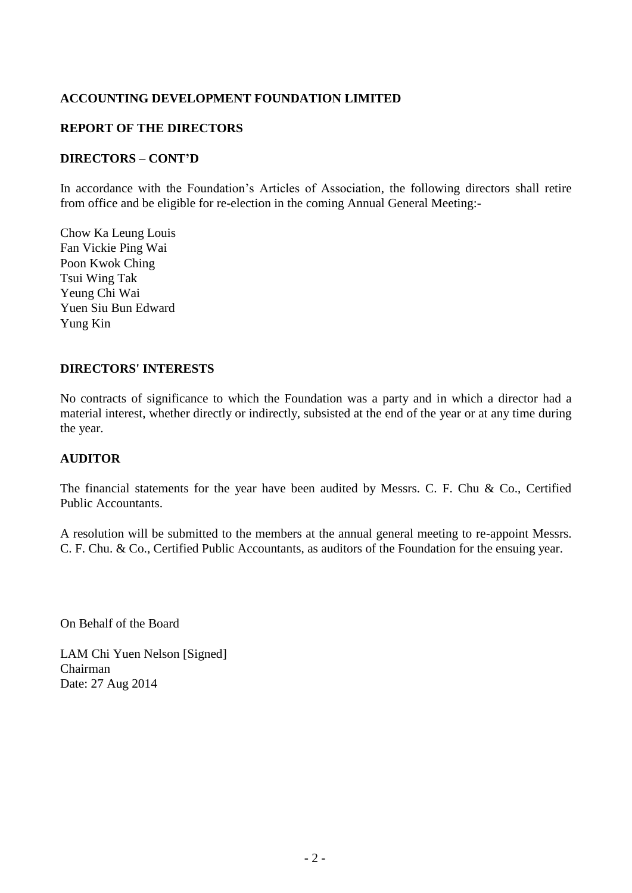**ACCOUNTING DEVELOPMENT FOUNDATION LIMITED**

**REPORT OF THE DIRECTORS**

**DIRECTORS – CONT'D**

In accordance with the Foundation's Articles of Association, the following directors shall retire from office and be eligible for re-election in the coming Annual General Meeting:-

Chow Ka Leung Louis
Fan Vickie Ping Wai
Poon Kwok Ching
Tsui Wing Tak
Yeung Chi Wai
Yuen Siu Bun Edward
Yung Kin

**DIRECTORS' INTERESTS**

No contracts of significance to which the Foundation was a party and in which a director had a material interest, whether directly or indirectly, subsisted at the end of the year or at any time during the year.

**AUDITOR**

The financial statements for the year have been audited by Messrs. C. F. Chu & Co., Certified Public Accountants.

A resolution will be submitted to the members at the annual general meeting to re-appoint Messrs. C. F. Chu. & Co., Certified Public Accountants, as auditors of the Foundation for the ensuing year.

On Behalf of the Board

LAM Chi Yuen Nelson [Signed]
Chairman
Date: 27 Aug 2014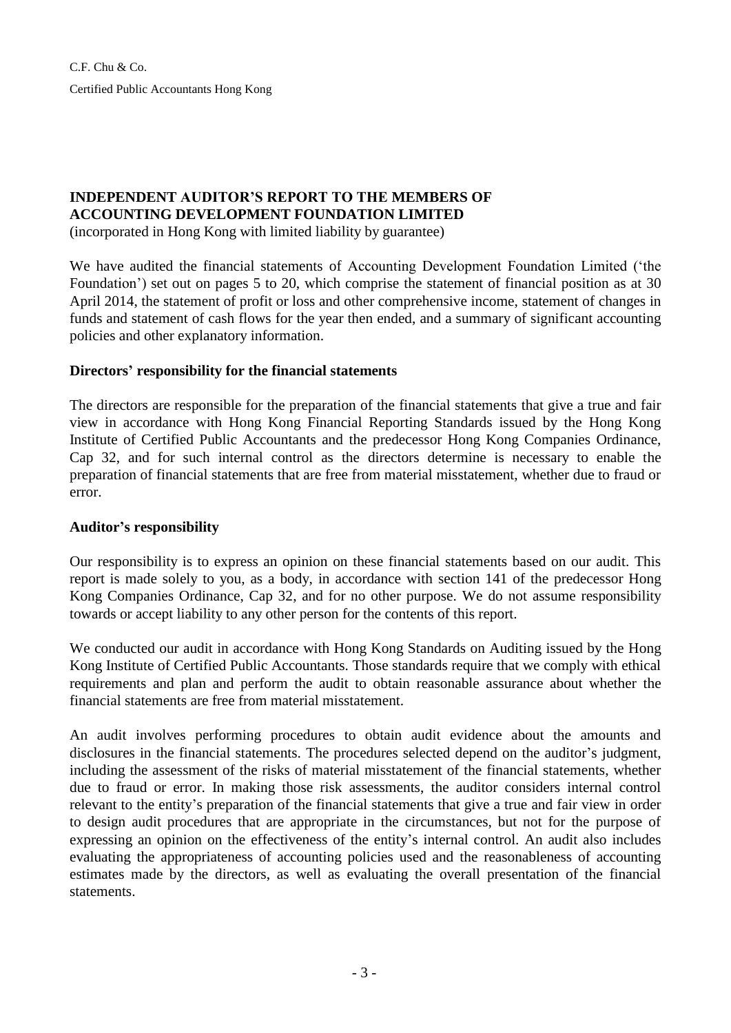C.F. Chu & Co.

Certified Public Accountants Hong Kong

**INDEPENDENT AUDITOR'S REPORT TO THE MEMBERS OF ACCOUNTING DEVELOPMENT FOUNDATION LIMITED**
(incorporated in Hong Kong with limited liability by guarantee)

We have audited the financial statements of Accounting Development Foundation Limited ('the Foundation') set out on pages 5 to 20, which comprise the statement of financial position as at 30 April 2014, the statement of profit or loss and other comprehensive income, statement of changes in funds and statement of cash flows for the year then ended, and a summary of significant accounting policies and other explanatory information.

**Directors' responsibility for the financial statements**

The directors are responsible for the preparation of the financial statements that give a true and fair view in accordance with Hong Kong Financial Reporting Standards issued by the Hong Kong Institute of Certified Public Accountants and the predecessor Hong Kong Companies Ordinance, Cap 32, and for such internal control as the directors determine is necessary to enable the preparation of financial statements that are free from material misstatement, whether due to fraud or error.

**Auditor's responsibility**

Our responsibility is to express an opinion on these financial statements based on our audit. This report is made solely to you, as a body, in accordance with section 141 of the predecessor Hong Kong Companies Ordinance, Cap 32, and for no other purpose. We do not assume responsibility towards or accept liability to any other person for the contents of this report.

We conducted our audit in accordance with Hong Kong Standards on Auditing issued by the Hong Kong Institute of Certified Public Accountants. Those standards require that we comply with ethical requirements and plan and perform the audit to obtain reasonable assurance about whether the financial statements are free from material misstatement.

An audit involves performing procedures to obtain audit evidence about the amounts and disclosures in the financial statements. The procedures selected depend on the auditor's judgment, including the assessment of the risks of material misstatement of the financial statements, whether due to fraud or error. In making those risk assessments, the auditor considers internal control relevant to the entity's preparation of the financial statements that give a true and fair view in order to design audit procedures that are appropriate in the circumstances, but not for the purpose of expressing an opinion on the effectiveness of the entity's internal control. An audit also includes evaluating the appropriateness of accounting policies used and the reasonableness of accounting estimates made by the directors, as well as evaluating the overall presentation of the financial statements.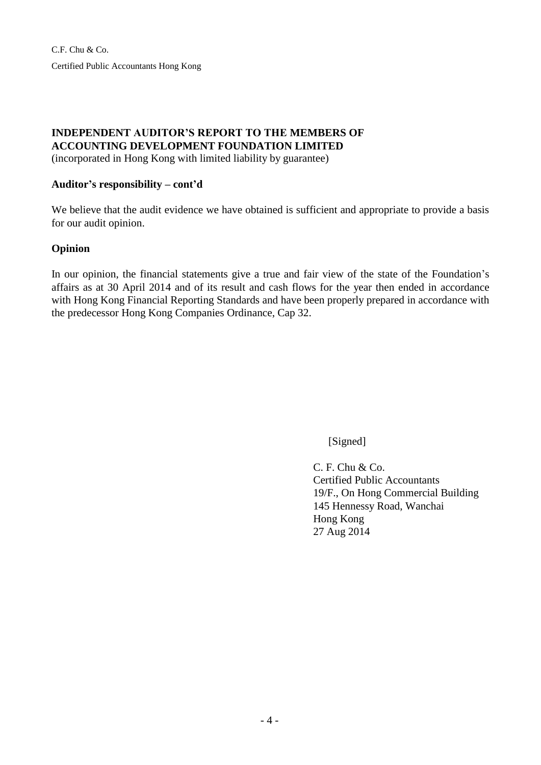C.F. Chu & Co.

Certified Public Accountants Hong Kong

**INDEPENDENT AUDITOR'S REPORT TO THE MEMBERS OF ACCOUNTING DEVELOPMENT FOUNDATION LIMITED**
(incorporated in Hong Kong with limited liability by guarantee)

**Auditor's responsibility – cont'd**

We believe that the audit evidence we have obtained is sufficient and appropriate to provide a basis for our audit opinion.

**Opinion**

In our opinion, the financial statements give a true and fair view of the state of the Foundation's affairs as at 30 April 2014 and of its result and cash flows for the year then ended in accordance with Hong Kong Financial Reporting Standards and have been properly prepared in accordance with the predecessor Hong Kong Companies Ordinance, Cap 32.

[Signed]

C. F. Chu & Co.
Certified Public Accountants
19/F., On Hong Commercial Building
145 Hennessy Road, Wanchai
Hong Kong
27 Aug 2014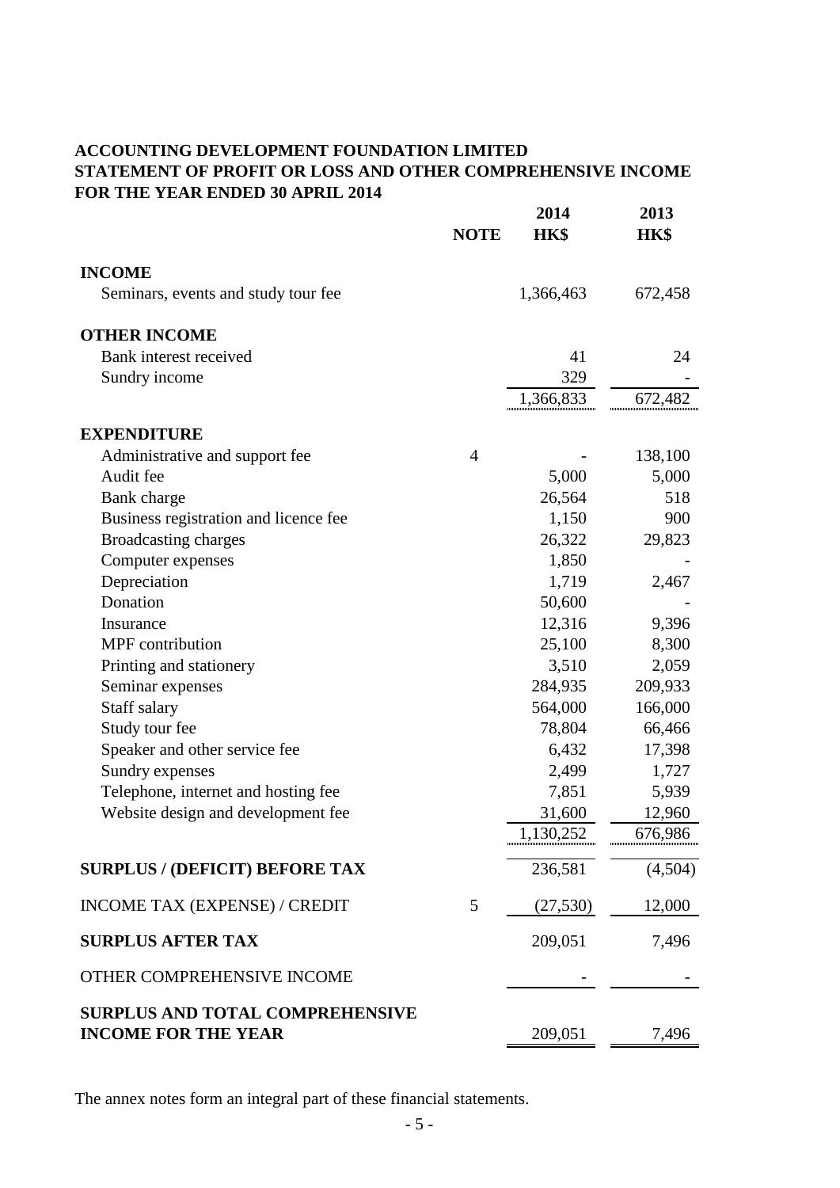**ACCOUNTING DEVELOPMENT FOUNDATION LIMITED**
**STATEMENT OF PROFIT OR LOSS AND OTHER COMPREHENSIVE INCOME**
**FOR THE YEAR ENDED 30 APRIL 2014**

| | **NOTE** | **2014 HK$** | **2013 HK$** |
|---|---|---|---|
| **INCOME** | | | |
| Seminars, events and study tour fee | | 1,366,463 | 672,458 |
| **OTHER INCOME** | | | |
| Bank interest received | | 41 | 24 |
| Sundry income | | 329 | - |
| | | 1,366,833 | 672,482 |
| **EXPENDITURE** | | | |
| Administrative and support fee | 4 | - | 138,100 |
| Audit fee | | 5,000 | 5,000 |
| Bank charge | | 26,564 | 518 |
| Business registration and licence fee | | 1,150 | 900 |
| Broadcasting charges | | 26,322 | 29,823 |
| Computer expenses | | 1,850 | - |
| Depreciation | | 1,719 | 2,467 |
| Donation | | 50,600 | - |
| Insurance | | 12,316 | 9,396 |
| MPF contribution | | 25,100 | 8,300 |
| Printing and stationery | | 3,510 | 2,059 |
| Seminar expenses | | 284,935 | 209,933 |
| Staff salary | | 564,000 | 166,000 |
| Study tour fee | | 78,804 | 66,466 |
| Speaker and other service fee | | 6,432 | 17,398 |
| Sundry expenses | | 2,499 | 1,727 |
| Telephone, internet and hosting fee | | 7,851 | 5,939 |
| Website design and development fee | | 31,600 | 12,960 |
| | | 1,130,252 | 676,986 |
| **SURPLUS / (DEFICIT) BEFORE TAX** | | 236,581 | (4,504) |
| INCOME TAX (EXPENSE) / CREDIT | 5 | (27,530) | 12,000 |
| **SURPLUS AFTER TAX** | | 209,051 | 7,496 |
| OTHER COMPREHENSIVE INCOME | | - | - |
| **SURPLUS AND TOTAL COMPREHENSIVE INCOME FOR THE YEAR** | | 209,051 | 7,496 |

The annex notes form an integral part of these financial statements.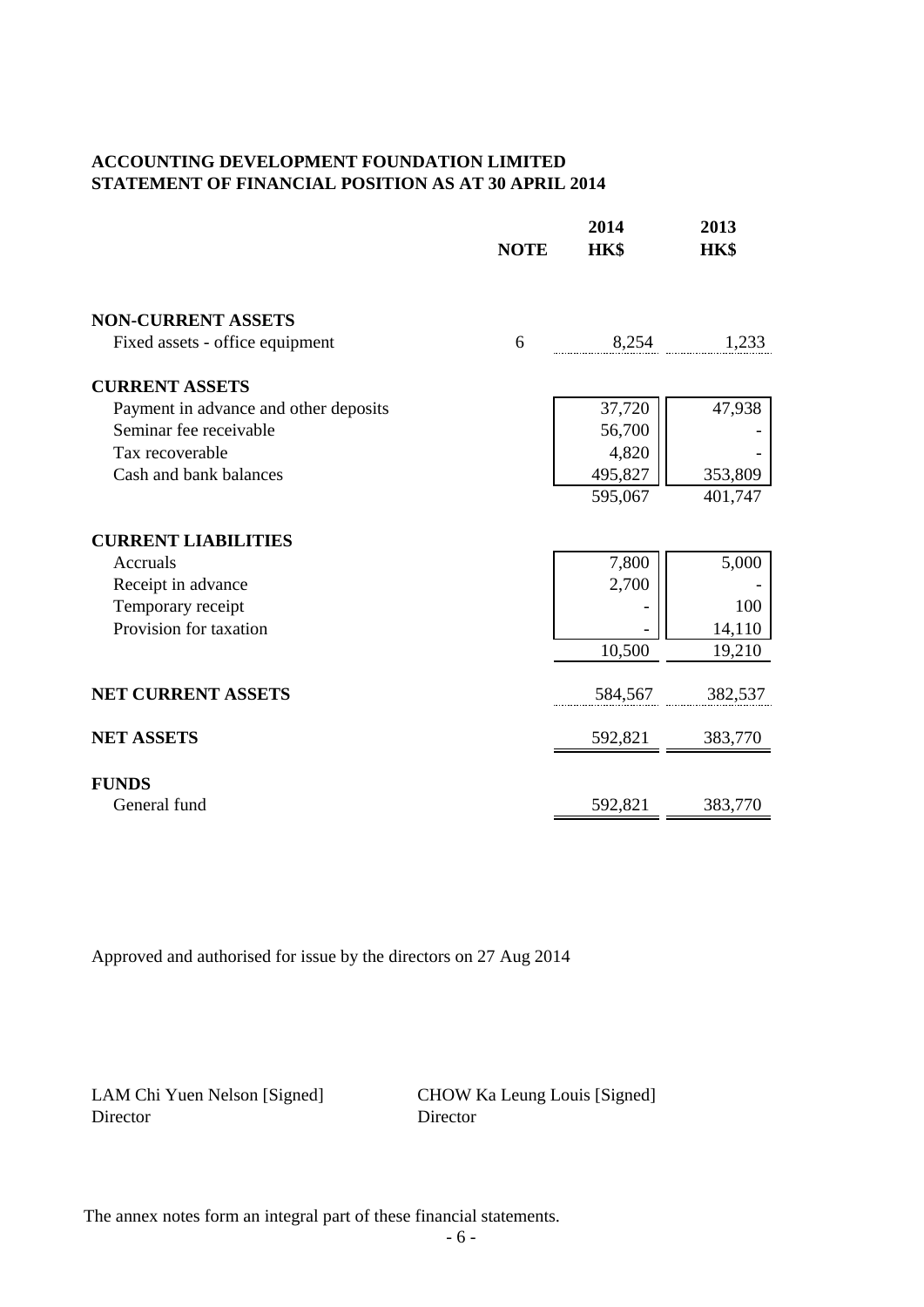**ACCOUNTING DEVELOPMENT FOUNDATION LIMITED**
**STATEMENT OF FINANCIAL POSITION AS AT 30 APRIL 2014**

| | NOTE | 2014 HK$ | 2013 HK$ |
|---|---|---|---|
| **NON-CURRENT ASSETS** | | | |
| Fixed assets - office equipment | 6 | 8,254 | 1,233 |
| **CURRENT ASSETS** | | | |
| Payment in advance and other deposits | | 37,720 | 47,938 |
| Seminar fee receivable | | 56,700 | - |
| Tax recoverable | | 4,820 | - |
| Cash and bank balances | | 495,827 | 353,809 |
| | | 595,067 | 401,747 |
| **CURRENT LIABILITIES** | | | |
| Accruals | | 7,800 | 5,000 |
| Receipt in advance | | 2,700 | - |
| Temporary receipt | | - | 100 |
| Provision for taxation | | - | 14,110 |
| | | 10,500 | 19,210 |
| **NET CURRENT ASSETS** | | 584,567 | 382,537 |
| **NET ASSETS** | | 592,821 | 383,770 |
| **FUNDS** | | | |
| General fund | | 592,821 | 383,770 |

Approved and authorised for issue by the directors on 27 Aug 2014

LAM Chi Yuen Nelson [Signed]
Director

CHOW Ka Leung Louis [Signed]
Director

The annex notes form an integral part of these financial statements.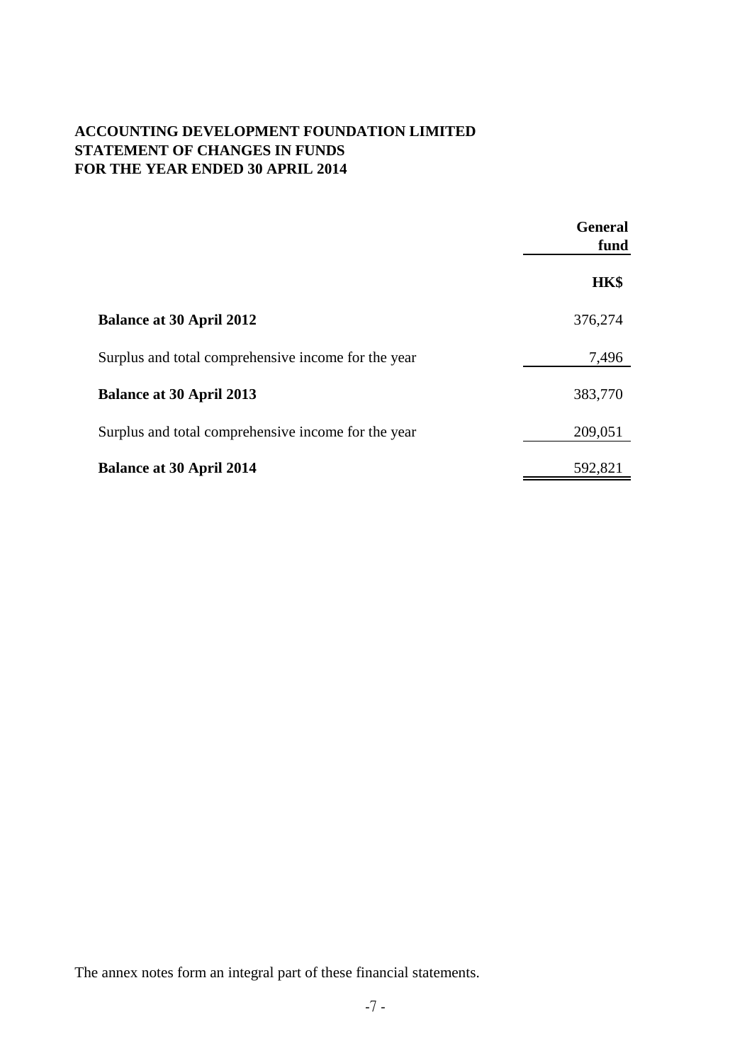**ACCOUNTING DEVELOPMENT FOUNDATION LIMITED**
**STATEMENT OF CHANGES IN FUNDS**
**FOR THE YEAR ENDED 30 APRIL 2014**

| | General fund |
|---|---|
| | **HK$** |
| **Balance at 30 April 2012** | 376,274 |
| Surplus and total comprehensive income for the year | 7,496 |
| **Balance at 30 April 2013** | 383,770 |
| Surplus and total comprehensive income for the year | 209,051 |
| **Balance at 30 April 2014** | 592,821 |

The annex notes form an integral part of these financial statements.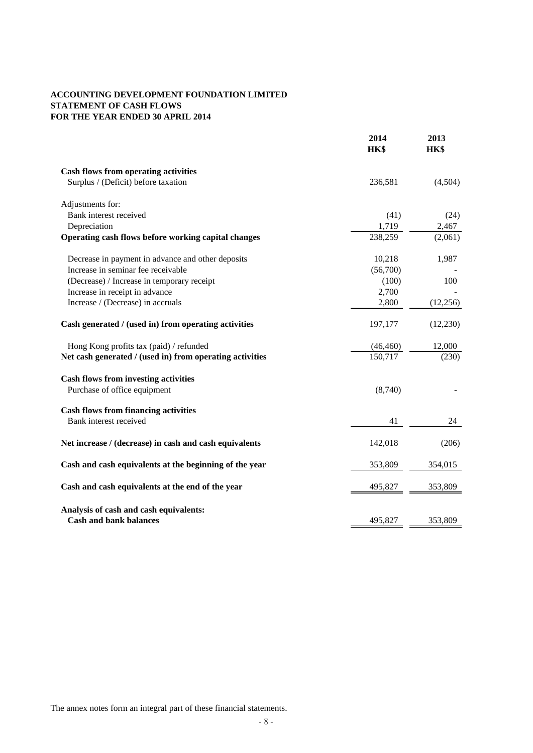**ACCOUNTING DEVELOPMENT FOUNDATION LIMITED**
**STATEMENT OF CASH FLOWS**
**FOR THE YEAR ENDED 30 APRIL 2014**

| | 2014 HK$ | 2013 HK$ |
|---|---|---|
| **Cash flows from operating activities** | | |
| Surplus / (Deficit) before taxation | 236,581 | (4,504) |
| | | |
| Adjustments for: | | |
| Bank interest received | (41) | (24) |
| Depreciation | 1,719 | 2,467 |
| **Operating cash flows before working capital changes** | 238,259 | (2,061) |
| | | |
| Decrease in payment in advance and other deposits | 10,218 | 1,987 |
| Increase in seminar fee receivable | (56,700) | - |
| (Decrease) / Increase in temporary receipt | (100) | 100 |
| Increase in receipt in advance | 2,700 | - |
| Increase / (Decrease) in accruals | 2,800 | (12,256) |
| | | |
| **Cash generated / (used in) from operating activities** | 197,177 | (12,230) |
| | | |
| Hong Kong profits tax (paid) / refunded | (46,460) | 12,000 |
| **Net cash generated / (used in) from operating activities** | 150,717 | (230) |
| | | |
| **Cash flows from investing activities** | | |
| Purchase of office equipment | (8,740) | - |
| | | |
| **Cash flows from financing activities** | | |
| Bank interest received | 41 | 24 |
| | | |
| **Net increase / (decrease) in cash and cash equivalents** | 142,018 | (206) |
| | | |
| **Cash and cash equivalents at the beginning of the year** | 353,809 | 354,015 |
| | | |
| **Cash and cash equivalents at the end of the year** | 495,827 | 353,809 |
| | | |
| **Analysis of cash and cash equivalents:** | | |
| **Cash and bank balances** | 495,827 | 353,809 |

The annex notes form an integral part of these financial statements.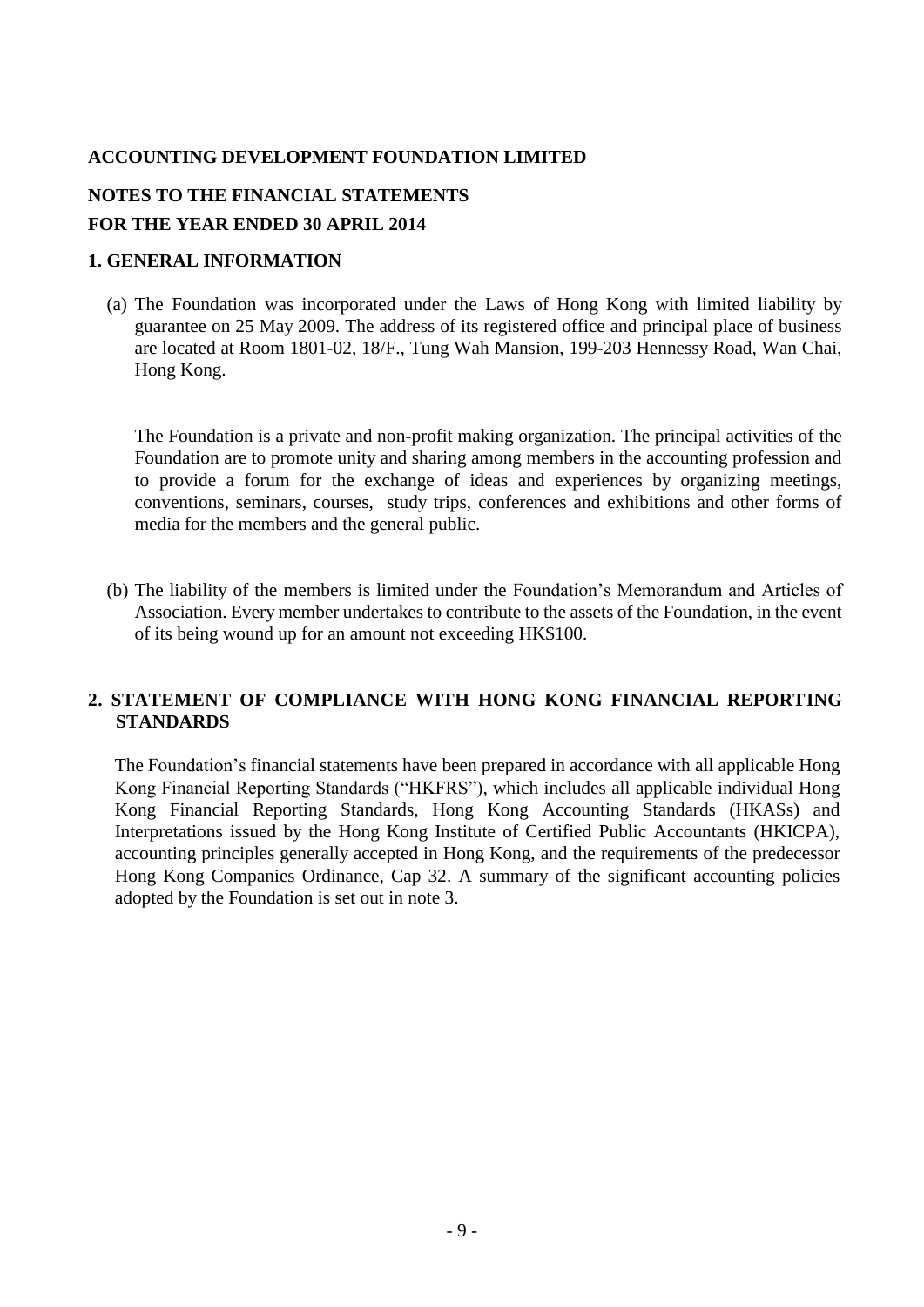**ACCOUNTING DEVELOPMENT FOUNDATION LIMITED**

**NOTES TO THE FINANCIAL STATEMENTS**

**FOR THE YEAR ENDED 30 APRIL 2014**

## 1. GENERAL INFORMATION

(a) The Foundation was incorporated under the Laws of Hong Kong with limited liability by guarantee on 25 May 2009. The address of its registered office and principal place of business are located at Room 1801-02, 18/F., Tung Wah Mansion, 199-203 Hennessy Road, Wan Chai, Hong Kong.

The Foundation is a private and non-profit making organization. The principal activities of the Foundation are to promote unity and sharing among members in the accounting profession and to provide a forum for the exchange of ideas and experiences by organizing meetings, conventions, seminars, courses, study trips, conferences and exhibitions and other forms of media for the members and the general public.

(b) The liability of the members is limited under the Foundation's Memorandum and Articles of Association. Every member undertakes to contribute to the assets of the Foundation, in the event of its being wound up for an amount not exceeding HK$100.

## 2. STATEMENT OF COMPLIANCE WITH HONG KONG FINANCIAL REPORTING STANDARDS

The Foundation's financial statements have been prepared in accordance with all applicable Hong Kong Financial Reporting Standards ("HKFRS"), which includes all applicable individual Hong Kong Financial Reporting Standards, Hong Kong Accounting Standards (HKASs) and Interpretations issued by the Hong Kong Institute of Certified Public Accountants (HKICPA), accounting principles generally accepted in Hong Kong, and the requirements of the predecessor Hong Kong Companies Ordinance, Cap 32. A summary of the significant accounting policies adopted by the Foundation is set out in note 3.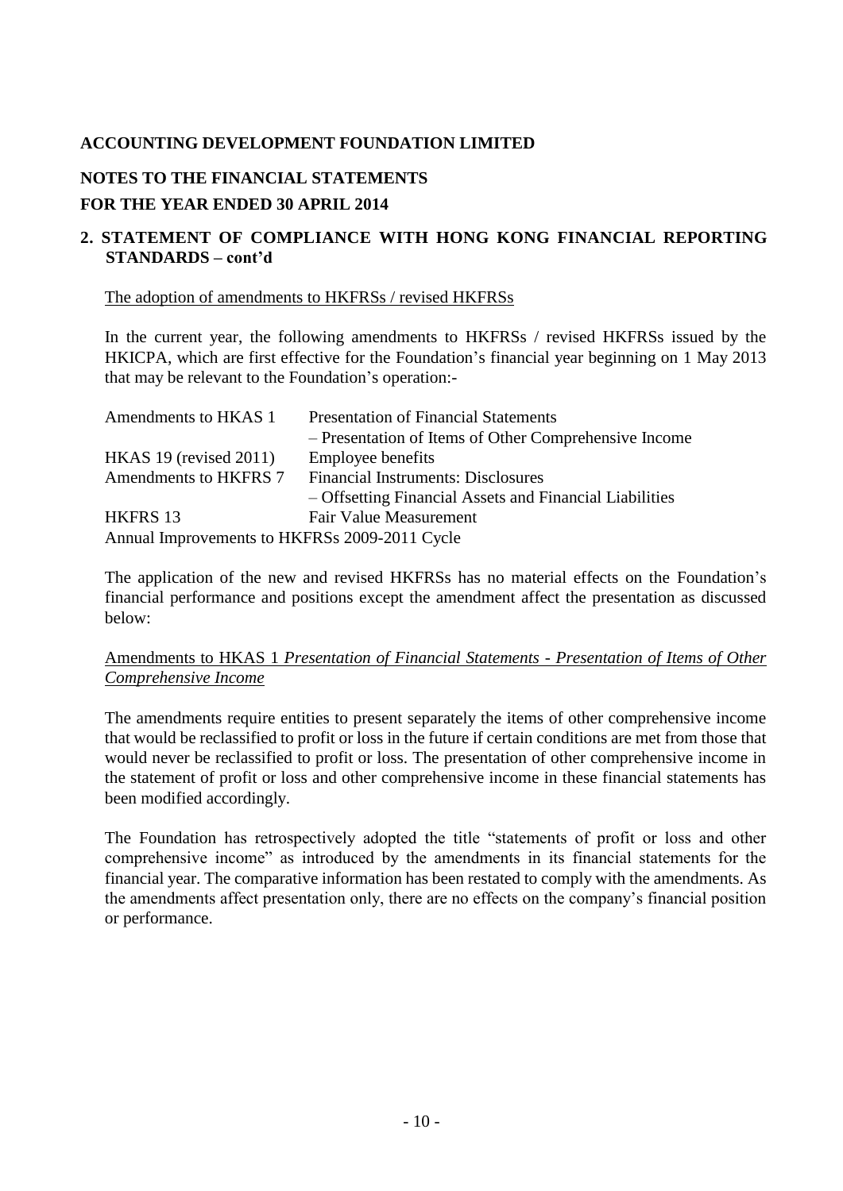## ACCOUNTING DEVELOPMENT FOUNDATION LIMITED

## NOTES TO THE FINANCIAL STATEMENTS

## FOR THE YEAR ENDED 30 APRIL 2014

## 2. STATEMENT OF COMPLIANCE WITH HONG KONG FINANCIAL REPORTING STANDARDS – cont'd

The adoption of amendments to HKFRSs / revised HKFRSs

In the current year, the following amendments to HKFRSs / revised HKFRSs issued by the HKICPA, which are first effective for the Foundation's financial year beginning on 1 May 2013 that may be relevant to the Foundation's operation:-

| | |
|---|---|
| Amendments to HKAS 1 | Presentation of Financial Statements – Presentation of Items of Other Comprehensive Income |
| HKAS 19 (revised 2011) | Employee benefits |
| Amendments to HKFRS 7 | Financial Instruments: Disclosures – Offsetting Financial Assets and Financial Liabilities |
| HKFRS 13 | Fair Value Measurement |
| Annual Improvements to HKFRSs 2009-2011 Cycle | |

The application of the new and revised HKFRSs has no material effects on the Foundation's financial performance and positions except the amendment affect the presentation as discussed below:

Amendments to HKAS 1 *Presentation of Financial Statements - Presentation of Items of Other Comprehensive Income*

The amendments require entities to present separately the items of other comprehensive income that would be reclassified to profit or loss in the future if certain conditions are met from those that would never be reclassified to profit or loss. The presentation of other comprehensive income in the statement of profit or loss and other comprehensive income in these financial statements has been modified accordingly.

The Foundation has retrospectively adopted the title "statements of profit or loss and other comprehensive income" as introduced by the amendments in its financial statements for the financial year. The comparative information has been restated to comply with the amendments. As the amendments affect presentation only, there are no effects on the company's financial position or performance.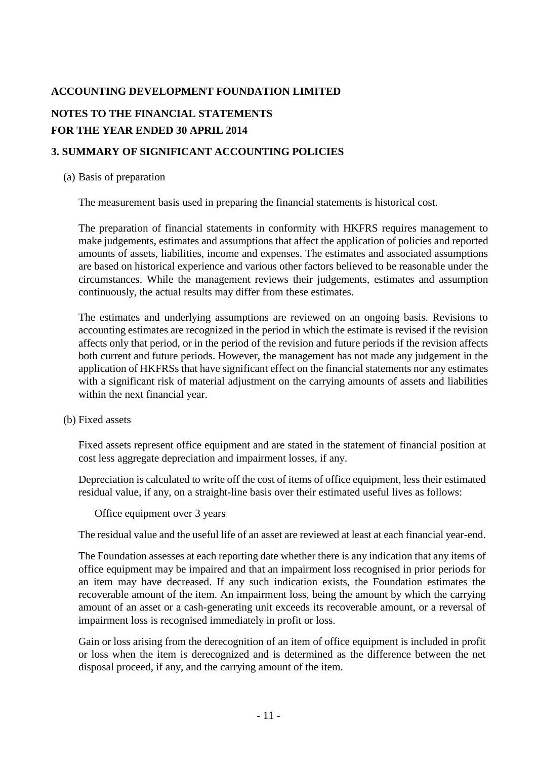**ACCOUNTING DEVELOPMENT FOUNDATION LIMITED**

**NOTES TO THE FINANCIAL STATEMENTS**
**FOR THE YEAR ENDED 30 APRIL 2014**

## 3. SUMMARY OF SIGNIFICANT ACCOUNTING POLICIES

(a) Basis of preparation

The measurement basis used in preparing the financial statements is historical cost.

The preparation of financial statements in conformity with HKFRS requires management to make judgements, estimates and assumptions that affect the application of policies and reported amounts of assets, liabilities, income and expenses. The estimates and associated assumptions are based on historical experience and various other factors believed to be reasonable under the circumstances. While the management reviews their judgements, estimates and assumption continuously, the actual results may differ from these estimates.

The estimates and underlying assumptions are reviewed on an ongoing basis. Revisions to accounting estimates are recognized in the period in which the estimate is revised if the revision affects only that period, or in the period of the revision and future periods if the revision affects both current and future periods. However, the management has not made any judgement in the application of HKFRSs that have significant effect on the financial statements nor any estimates with a significant risk of material adjustment on the carrying amounts of assets and liabilities within the next financial year.

(b) Fixed assets

Fixed assets represent office equipment and are stated in the statement of financial position at cost less aggregate depreciation and impairment losses, if any.

Depreciation is calculated to write off the cost of items of office equipment, less their estimated residual value, if any, on a straight-line basis over their estimated useful lives as follows:

Office equipment over 3 years

The residual value and the useful life of an asset are reviewed at least at each financial year-end.

The Foundation assesses at each reporting date whether there is any indication that any items of office equipment may be impaired and that an impairment loss recognised in prior periods for an item may have decreased. If any such indication exists, the Foundation estimates the recoverable amount of the item. An impairment loss, being the amount by which the carrying amount of an asset or a cash-generating unit exceeds its recoverable amount, or a reversal of impairment loss is recognised immediately in profit or loss.

Gain or loss arising from the derecognition of an item of office equipment is included in profit or loss when the item is derecognized and is determined as the difference between the net disposal proceed, if any, and the carrying amount of the item.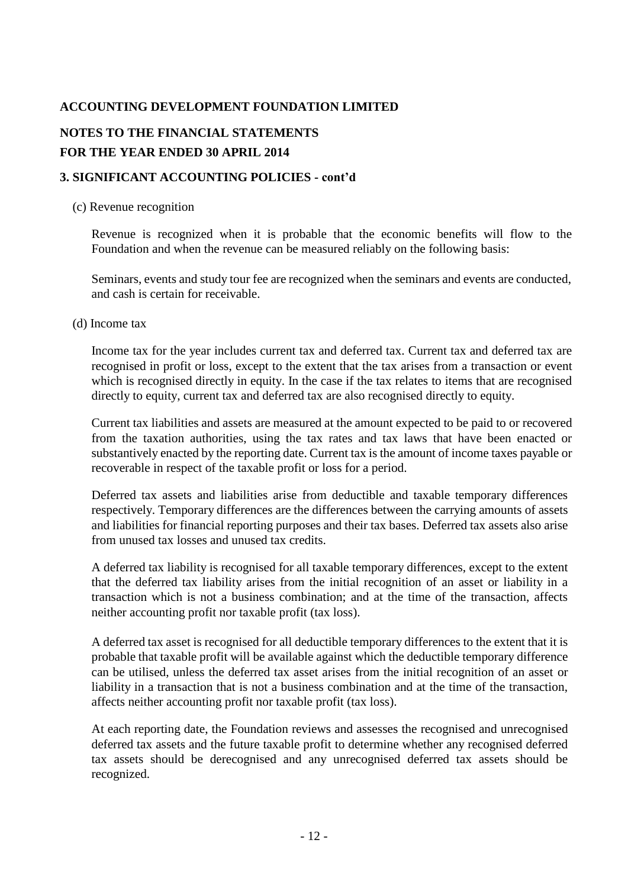**ACCOUNTING DEVELOPMENT FOUNDATION LIMITED**

**NOTES TO THE FINANCIAL STATEMENTS**
**FOR THE YEAR ENDED 30 APRIL 2014**

**3. SIGNIFICANT ACCOUNTING POLICIES - cont'd**

(c) Revenue recognition

Revenue is recognized when it is probable that the economic benefits will flow to the Foundation and when the revenue can be measured reliably on the following basis:

Seminars, events and study tour fee are recognized when the seminars and events are conducted, and cash is certain for receivable.

(d) Income tax

Income tax for the year includes current tax and deferred tax. Current tax and deferred tax are recognised in profit or loss, except to the extent that the tax arises from a transaction or event which is recognised directly in equity. In the case if the tax relates to items that are recognised directly to equity, current tax and deferred tax are also recognised directly to equity.

Current tax liabilities and assets are measured at the amount expected to be paid to or recovered from the taxation authorities, using the tax rates and tax laws that have been enacted or substantively enacted by the reporting date. Current tax is the amount of income taxes payable or recoverable in respect of the taxable profit or loss for a period.

Deferred tax assets and liabilities arise from deductible and taxable temporary differences respectively. Temporary differences are the differences between the carrying amounts of assets and liabilities for financial reporting purposes and their tax bases. Deferred tax assets also arise from unused tax losses and unused tax credits.

A deferred tax liability is recognised for all taxable temporary differences, except to the extent that the deferred tax liability arises from the initial recognition of an asset or liability in a transaction which is not a business combination; and at the time of the transaction, affects neither accounting profit nor taxable profit (tax loss).

A deferred tax asset is recognised for all deductible temporary differences to the extent that it is probable that taxable profit will be available against which the deductible temporary difference can be utilised, unless the deferred tax asset arises from the initial recognition of an asset or liability in a transaction that is not a business combination and at the time of the transaction, affects neither accounting profit nor taxable profit (tax loss).

At each reporting date, the Foundation reviews and assesses the recognised and unrecognised deferred tax assets and the future taxable profit to determine whether any recognised deferred tax assets should be derecognised and any unrecognised deferred tax assets should be recognized.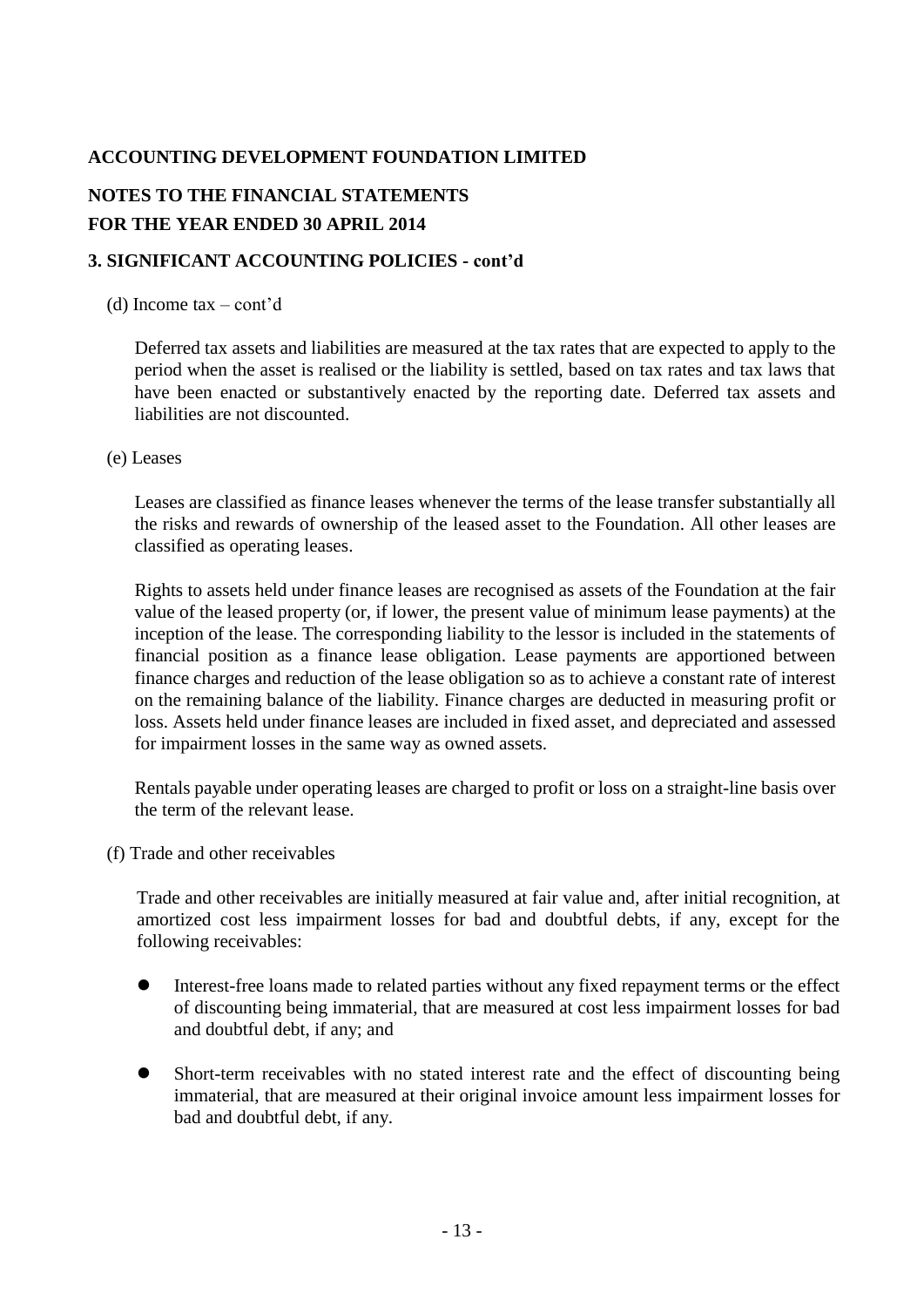**ACCOUNTING DEVELOPMENT FOUNDATION LIMITED**

**NOTES TO THE FINANCIAL STATEMENTS**
**FOR THE YEAR ENDED 30 APRIL 2014**

**3. SIGNIFICANT ACCOUNTING POLICIES - cont'd**

(d) Income tax – cont'd

Deferred tax assets and liabilities are measured at the tax rates that are expected to apply to the period when the asset is realised or the liability is settled, based on tax rates and tax laws that have been enacted or substantively enacted by the reporting date. Deferred tax assets and liabilities are not discounted.

(e) Leases

Leases are classified as finance leases whenever the terms of the lease transfer substantially all the risks and rewards of ownership of the leased asset to the Foundation. All other leases are classified as operating leases.

Rights to assets held under finance leases are recognised as assets of the Foundation at the fair value of the leased property (or, if lower, the present value of minimum lease payments) at the inception of the lease. The corresponding liability to the lessor is included in the statements of financial position as a finance lease obligation. Lease payments are apportioned between finance charges and reduction of the lease obligation so as to achieve a constant rate of interest on the remaining balance of the liability. Finance charges are deducted in measuring profit or loss. Assets held under finance leases are included in fixed asset, and depreciated and assessed for impairment losses in the same way as owned assets.

Rentals payable under operating leases are charged to profit or loss on a straight-line basis over the term of the relevant lease.

(f) Trade and other receivables

Trade and other receivables are initially measured at fair value and, after initial recognition, at amortized cost less impairment losses for bad and doubtful debts, if any, except for the following receivables:

- Interest-free loans made to related parties without any fixed repayment terms or the effect of discounting being immaterial, that are measured at cost less impairment losses for bad and doubtful debt, if any; and

- Short-term receivables with no stated interest rate and the effect of discounting being immaterial, that are measured at their original invoice amount less impairment losses for bad and doubtful debt, if any.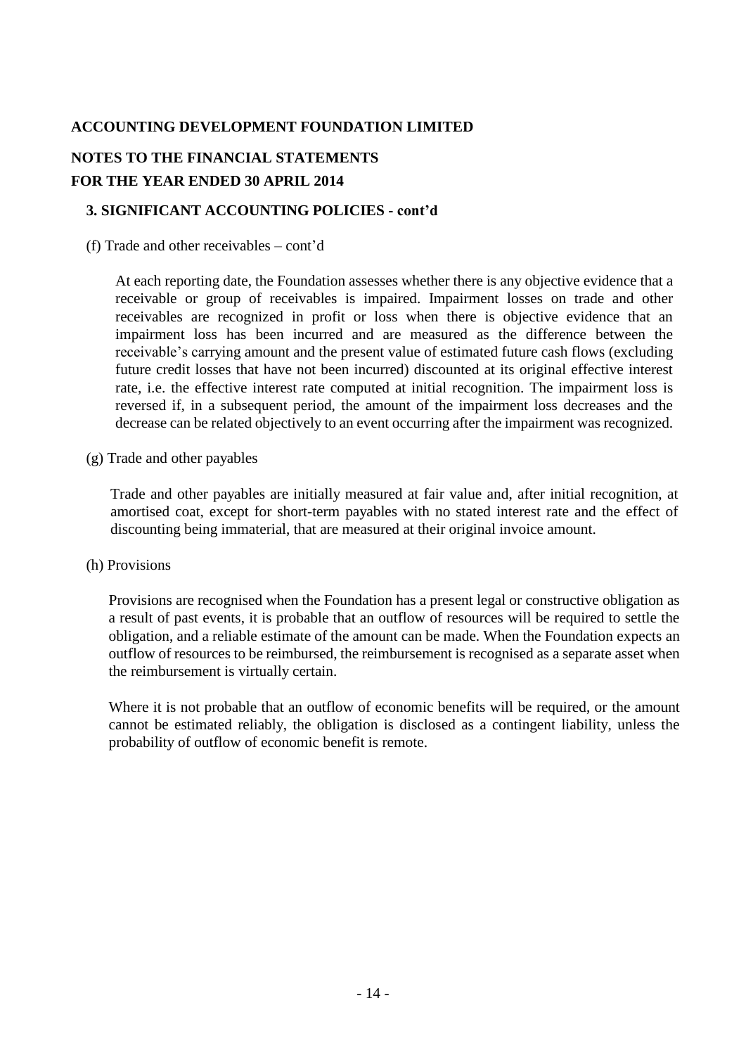**ACCOUNTING DEVELOPMENT FOUNDATION LIMITED**

**NOTES TO THE FINANCIAL STATEMENTS**

**FOR THE YEAR ENDED 30 APRIL 2014**

**3. SIGNIFICANT ACCOUNTING POLICIES - cont'd**

(f) Trade and other receivables – cont'd

At each reporting date, the Foundation assesses whether there is any objective evidence that a receivable or group of receivables is impaired. Impairment losses on trade and other receivables are recognized in profit or loss when there is objective evidence that an impairment loss has been incurred and are measured as the difference between the receivable's carrying amount and the present value of estimated future cash flows (excluding future credit losses that have not been incurred) discounted at its original effective interest rate, i.e. the effective interest rate computed at initial recognition. The impairment loss is reversed if, in a subsequent period, the amount of the impairment loss decreases and the decrease can be related objectively to an event occurring after the impairment was recognized.

(g) Trade and other payables

Trade and other payables are initially measured at fair value and, after initial recognition, at amortised coat, except for short-term payables with no stated interest rate and the effect of discounting being immaterial, that are measured at their original invoice amount.

(h) Provisions

Provisions are recognised when the Foundation has a present legal or constructive obligation as a result of past events, it is probable that an outflow of resources will be required to settle the obligation, and a reliable estimate of the amount can be made. When the Foundation expects an outflow of resources to be reimbursed, the reimbursement is recognised as a separate asset when the reimbursement is virtually certain.

Where it is not probable that an outflow of economic benefits will be required, or the amount cannot be estimated reliably, the obligation is disclosed as a contingent liability, unless the probability of outflow of economic benefit is remote.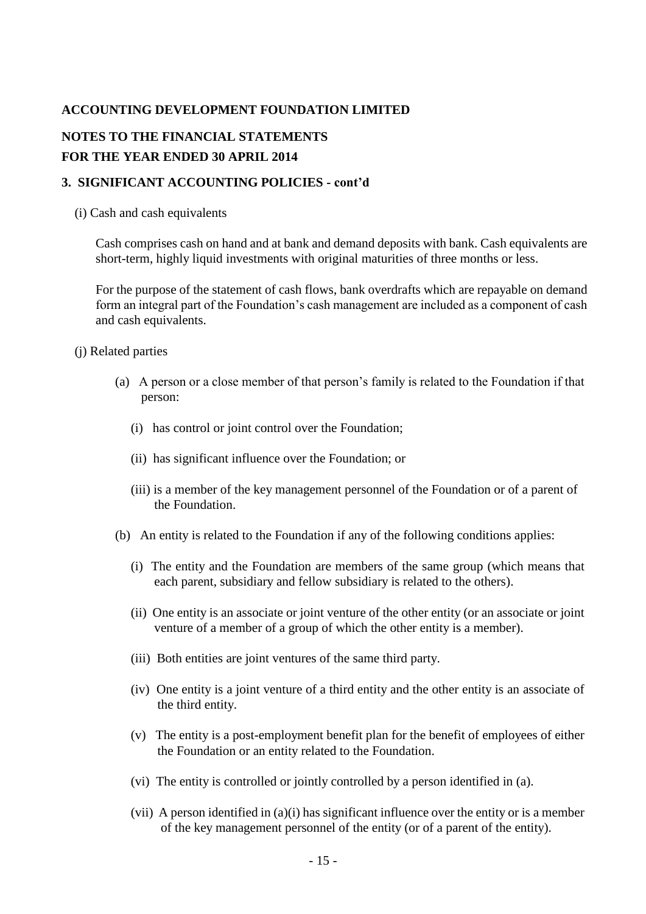**ACCOUNTING DEVELOPMENT FOUNDATION LIMITED**

**NOTES TO THE FINANCIAL STATEMENTS**
**FOR THE YEAR ENDED 30 APRIL 2014**

**3. SIGNIFICANT ACCOUNTING POLICIES - cont'd**

(i) Cash and cash equivalents

Cash comprises cash on hand and at bank and demand deposits with bank. Cash equivalents are short-term, highly liquid investments with original maturities of three months or less.

For the purpose of the statement of cash flows, bank overdrafts which are repayable on demand form an integral part of the Foundation's cash management are included as a component of cash and cash equivalents.

(j) Related parties

(a) A person or a close member of that person's family is related to the Foundation if that person:

(i) has control or joint control over the Foundation;

(ii) has significant influence over the Foundation; or

(iii) is a member of the key management personnel of the Foundation or of a parent of the Foundation.

(b) An entity is related to the Foundation if any of the following conditions applies:

(i) The entity and the Foundation are members of the same group (which means that each parent, subsidiary and fellow subsidiary is related to the others).

(ii) One entity is an associate or joint venture of the other entity (or an associate or joint venture of a member of a group of which the other entity is a member).

(iii) Both entities are joint ventures of the same third party.

(iv) One entity is a joint venture of a third entity and the other entity is an associate of the third entity.

(v) The entity is a post-employment benefit plan for the benefit of employees of either the Foundation or an entity related to the Foundation.

(vi) The entity is controlled or jointly controlled by a person identified in (a).

(vii) A person identified in (a)(i) has significant influence over the entity or is a member of the key management personnel of the entity (or of a parent of the entity).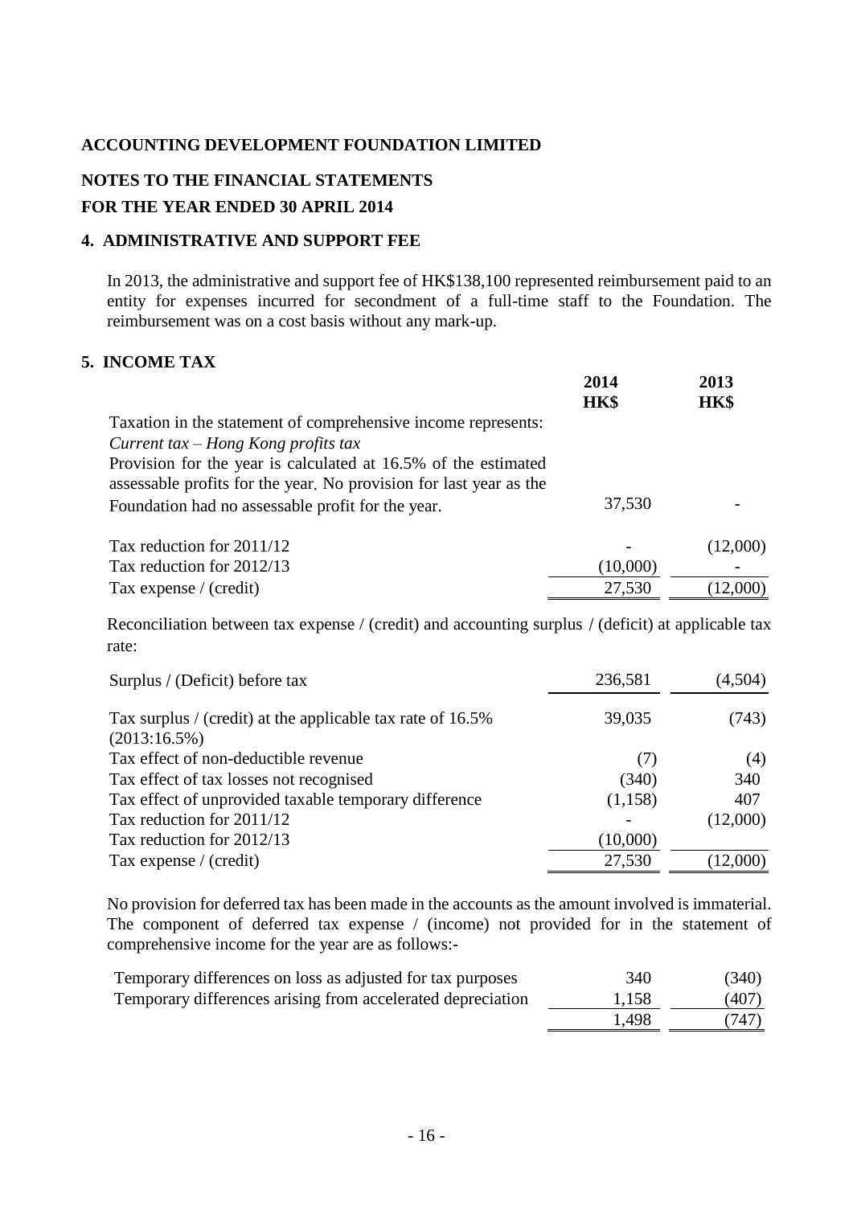**ACCOUNTING DEVELOPMENT FOUNDATION LIMITED**

**NOTES TO THE FINANCIAL STATEMENTS**
**FOR THE YEAR ENDED 30 APRIL 2014**

## 4. ADMINISTRATIVE AND SUPPORT FEE

In 2013, the administrative and support fee of HK$138,100 represented reimbursement paid to an entity for expenses incurred for secondment of a full-time staff to the Foundation. The reimbursement was on a cost basis without any mark-up.

## 5. INCOME TAX

| | 2014 HK$ | 2013 HK$ |
|---|---|---|
| Taxation in the statement of comprehensive income represents: | | |
| *Current tax – Hong Kong profits tax* | | |
| Provision for the year is calculated at 16.5% of the estimated assessable profits for the year. No provision for last year as the Foundation had no assessable profit for the year. | 37,530 | - |
| Tax reduction for 2011/12 | - | (12,000) |
| Tax reduction for 2012/13 | (10,000) | - |
| Tax expense / (credit) | 27,530 | (12,000) |

Reconciliation between tax expense / (credit) and accounting surplus / (deficit) at applicable tax rate:

| | 2014 HK$ | 2013 HK$ |
|---|---|---|
| Surplus / (Deficit) before tax | 236,581 | (4,504) |
| Tax surplus / (credit) at the applicable tax rate of 16.5% (2013:16.5%) | 39,035 | (743) |
| Tax effect of non-deductible revenue | (7) | (4) |
| Tax effect of tax losses not recognised | (340) | 340 |
| Tax effect of unprovided taxable temporary difference | (1,158) | 407 |
| Tax reduction for 2011/12 | - | (12,000) |
| Tax reduction for 2012/13 | (10,000) | |
| Tax expense / (credit) | 27,530 | (12,000) |

No provision for deferred tax has been made in the accounts as the amount involved is immaterial. The component of deferred tax expense / (income) not provided for in the statement of comprehensive income for the year are as follows:-

| | 2014 HK$ | 2013 HK$ |
|---|---|---|
| Temporary differences on loss as adjusted for tax purposes | 340 | (340) |
| Temporary differences arising from accelerated depreciation | 1,158 | (407) |
| | 1,498 | (747) |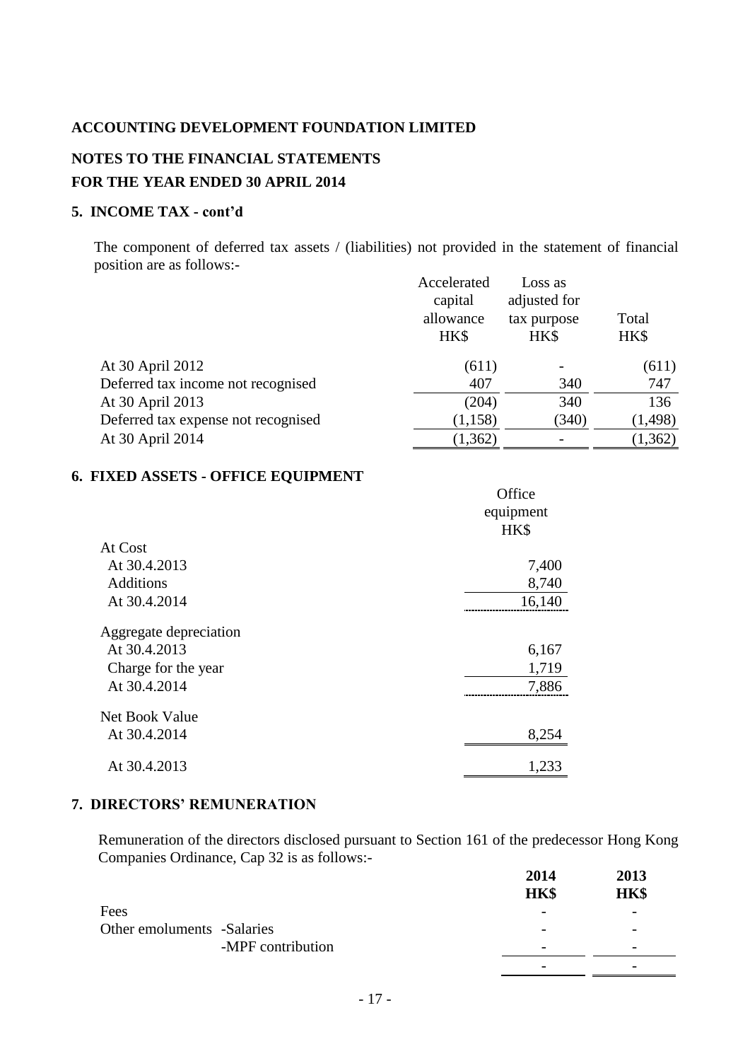**ACCOUNTING DEVELOPMENT FOUNDATION LIMITED**

**NOTES TO THE FINANCIAL STATEMENTS**

**FOR THE YEAR ENDED 30 APRIL 2014**

## 5. INCOME TAX - cont'd

The component of deferred tax assets / (liabilities) not provided in the statement of financial position are as follows:-

| | Accelerated capital allowance HK$ | Loss as adjusted for tax purpose HK$ | Total HK$ |
|---|---|---|---|
| At 30 April 2012 | (611) | - | (611) |
| Deferred tax income not recognised | 407 | 340 | 747 |
| At 30 April 2013 | (204) | 340 | 136 |
| Deferred tax expense not recognised | (1,158) | (340) | (1,498) |
| At 30 April 2014 | (1,362) | - | (1,362) |

## 6. FIXED ASSETS - OFFICE EQUIPMENT

| | Office equipment HK$ |
|---|---|
| **At Cost** | |
| At 30.4.2013 | 7,400 |
| Additions | 8,740 |
| At 30.4.2014 | 16,140 |
| **Aggregate depreciation** | |
| At 30.4.2013 | 6,167 |
| Charge for the year | 1,719 |
| At 30.4.2014 | 7,886 |
| **Net Book Value** | |
| At 30.4.2014 | 8,254 |
| At 30.4.2013 | 1,233 |

## 7. DIRECTORS' REMUNERATION

Remuneration of the directors disclosed pursuant to Section 161 of the predecessor Hong Kong Companies Ordinance, Cap 32 is as follows:-

| | | **2014 HK$** | **2013 HK$** |
|---|---|---|---|
| Fees | | - | - |
| Other emoluments | -Salaries | - | - |
| | -MPF contribution | - | - |
| | | - | - |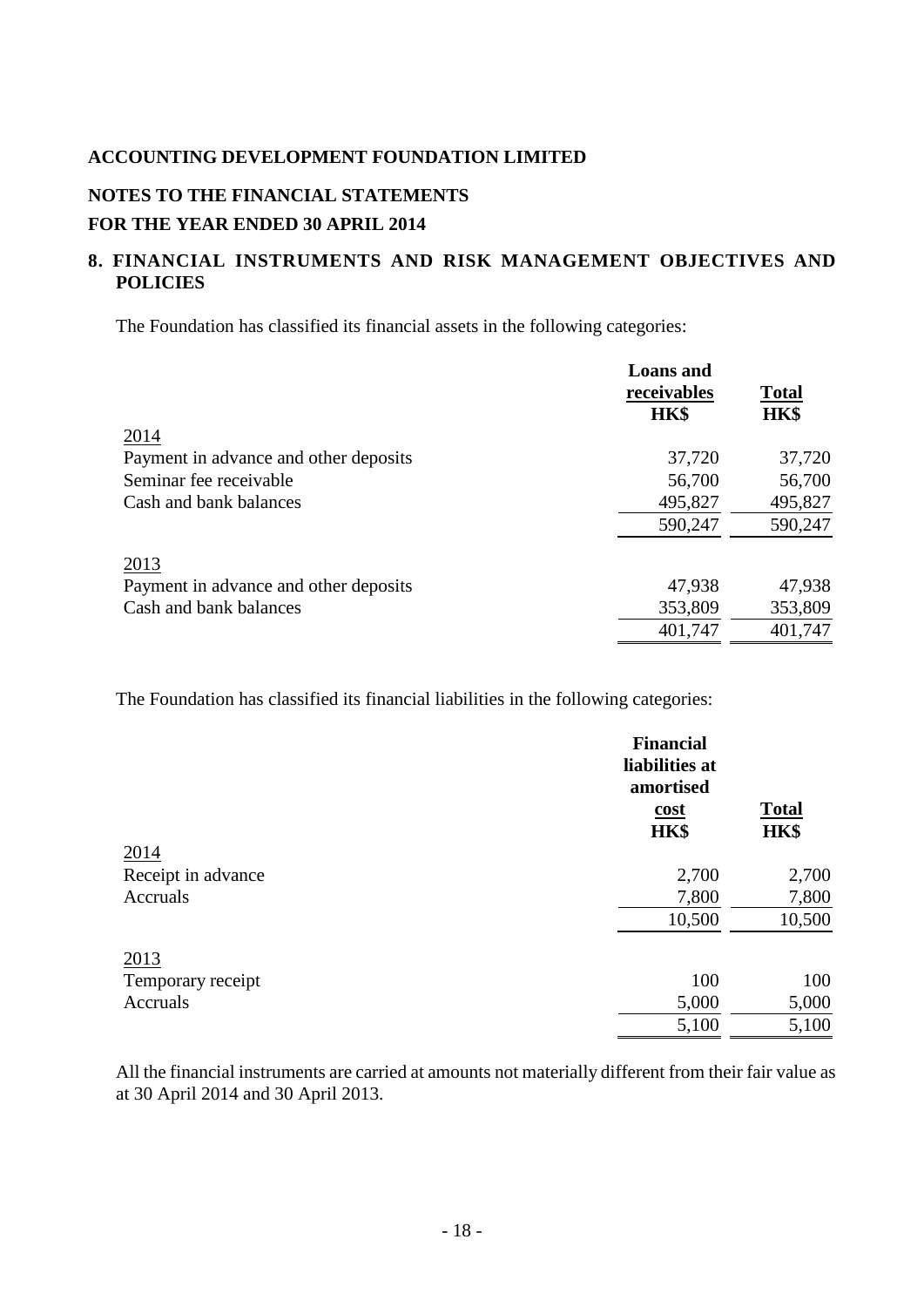**ACCOUNTING DEVELOPMENT FOUNDATION LIMITED**

**NOTES TO THE FINANCIAL STATEMENTS**

**FOR THE YEAR ENDED 30 APRIL 2014**

## 8. FINANCIAL INSTRUMENTS AND RISK MANAGEMENT OBJECTIVES AND POLICIES

The Foundation has classified its financial assets in the following categories:

| | Loans and receivables HK$ | Total HK$ |
|---|---|---|
| 2014 | | |
| Payment in advance and other deposits | 37,720 | 37,720 |
| Seminar fee receivable | 56,700 | 56,700 |
| Cash and bank balances | 495,827 | 495,827 |
| | 590,247 | 590,247 |
| 2013 | | |
| Payment in advance and other deposits | 47,938 | 47,938 |
| Cash and bank balances | 353,809 | 353,809 |
| | 401,747 | 401,747 |

The Foundation has classified its financial liabilities in the following categories:

| | Financial liabilities at amortised cost HK$ | Total HK$ |
|---|---|---|
| 2014 | | |
| Receipt in advance | 2,700 | 2,700 |
| Accruals | 7,800 | 7,800 |
| | 10,500 | 10,500 |
| 2013 | | |
| Temporary receipt | 100 | 100 |
| Accruals | 5,000 | 5,000 |
| | 5,100 | 5,100 |

All the financial instruments are carried at amounts not materially different from their fair value as at 30 April 2014 and 30 April 2013.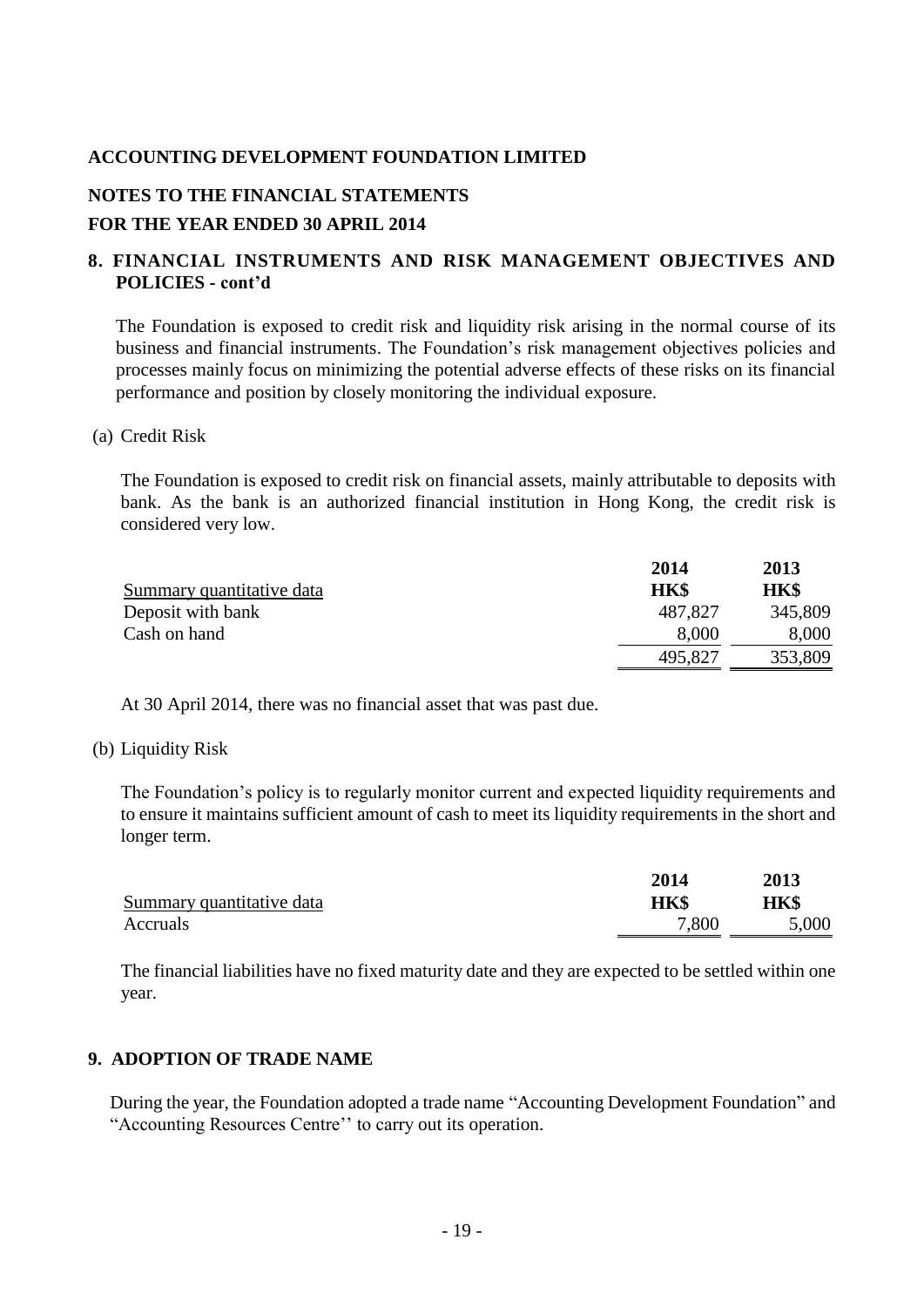**ACCOUNTING DEVELOPMENT FOUNDATION LIMITED**

**NOTES TO THE FINANCIAL STATEMENTS**

**FOR THE YEAR ENDED 30 APRIL 2014**

## 8. FINANCIAL INSTRUMENTS AND RISK MANAGEMENT OBJECTIVES AND POLICIES - cont'd

The Foundation is exposed to credit risk and liquidity risk arising in the normal course of its business and financial instruments. The Foundation's risk management objectives policies and processes mainly focus on minimizing the potential adverse effects of these risks on its financial performance and position by closely monitoring the individual exposure.

(a) Credit Risk

The Foundation is exposed to credit risk on financial assets, mainly attributable to deposits with bank. As the bank is an authorized financial institution in Hong Kong, the credit risk is considered very low.

| Summary quantitative data | 2014 HK$ | 2013 HK$ |
|---|---|---|
| Deposit with bank | 487,827 | 345,809 |
| Cash on hand | 8,000 | 8,000 |
| | 495,827 | 353,809 |

At 30 April 2014, there was no financial asset that was past due.

(b) Liquidity Risk

The Foundation's policy is to regularly monitor current and expected liquidity requirements and to ensure it maintains sufficient amount of cash to meet its liquidity requirements in the short and longer term.

| Summary quantitative data | 2014 HK$ | 2013 HK$ |
|---|---|---|
| Accruals | 7,800 | 5,000 |

The financial liabilities have no fixed maturity date and they are expected to be settled within one year.

## 9. ADOPTION OF TRADE NAME

During the year, the Foundation adopted a trade name "Accounting Development Foundation" and "Accounting Resources Centre'' to carry out its operation.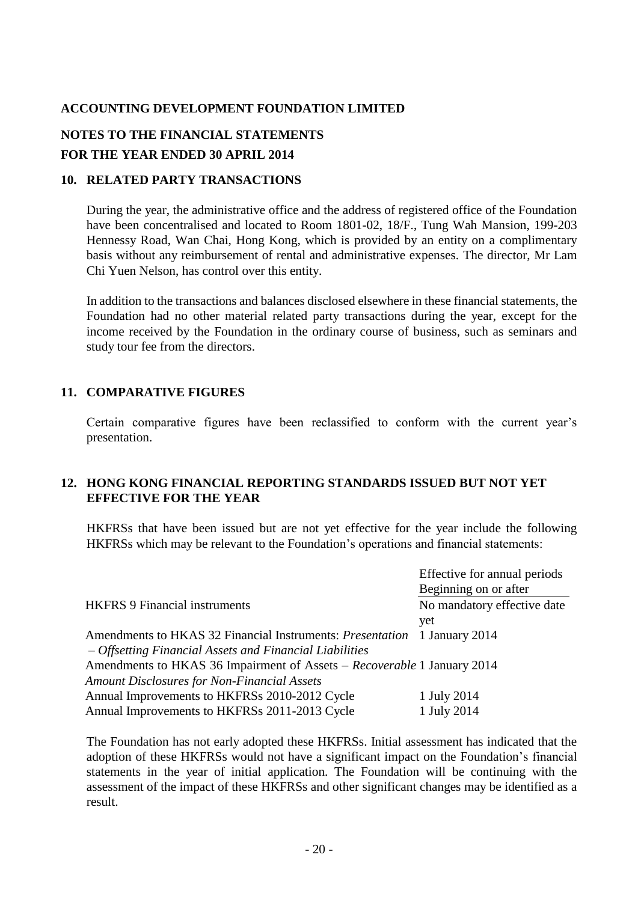**ACCOUNTING DEVELOPMENT FOUNDATION LIMITED**

**NOTES TO THE FINANCIAL STATEMENTS**
**FOR THE YEAR ENDED 30 APRIL 2014**

## 10. RELATED PARTY TRANSACTIONS

During the year, the administrative office and the address of registered office of the Foundation have been concentralised and located to Room 1801-02, 18/F., Tung Wah Mansion, 199-203 Hennessy Road, Wan Chai, Hong Kong, which is provided by an entity on a complimentary basis without any reimbursement of rental and administrative expenses. The director, Mr Lam Chi Yuen Nelson, has control over this entity.

In addition to the transactions and balances disclosed elsewhere in these financial statements, the Foundation had no other material related party transactions during the year, except for the income received by the Foundation in the ordinary course of business, such as seminars and study tour fee from the directors.

## 11. COMPARATIVE FIGURES

Certain comparative figures have been reclassified to conform with the current year's presentation.

## 12. HONG KONG FINANCIAL REPORTING STANDARDS ISSUED BUT NOT YET EFFECTIVE FOR THE YEAR

HKFRSs that have been issued but are not yet effective for the year include the following HKFRSs which may be relevant to the Foundation's operations and financial statements:

| | Effective for annual periods Beginning on or after |
|---|---|
| HKFRS 9 Financial instruments | No mandatory effective date yet |
| Amendments to HKAS 32 Financial Instruments: *Presentation – Offsetting Financial Assets and Financial Liabilities* | 1 January 2014 |
| Amendments to HKAS 36 Impairment of Assets – *Recoverable Amount Disclosures for Non-Financial Assets* | 1 January 2014 |
| Annual Improvements to HKFRSs 2010-2012 Cycle | 1 July 2014 |
| Annual Improvements to HKFRSs 2011-2013 Cycle | 1 July 2014 |

The Foundation has not early adopted these HKFRSs. Initial assessment has indicated that the adoption of these HKFRSs would not have a significant impact on the Foundation's financial statements in the year of initial application. The Foundation will be continuing with the assessment of the impact of these HKFRSs and other significant changes may be identified as a result.